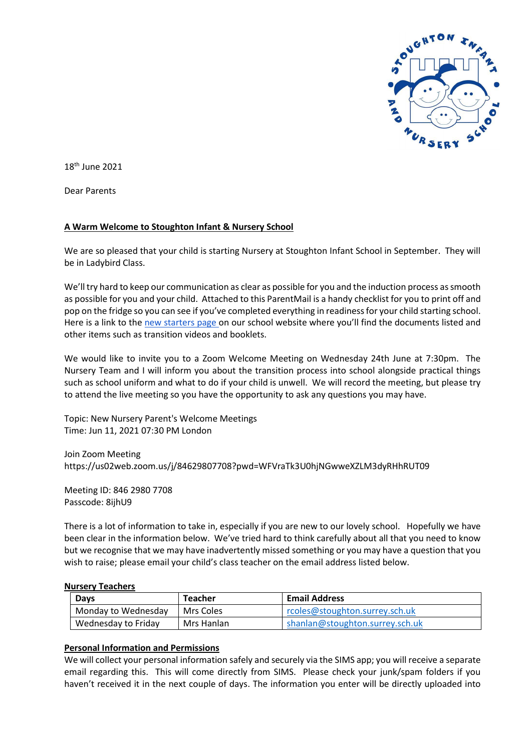18th June 2021

Dear Parents

**A Warm Welcome to Stoughton Infant & Nursery School**

We are so pleased that your child is starting Nursery at Stoughton Infant School in September. They will be in Ladybird Class.

We'll try hard to keep our communication as clear as possible for you and the induction process as smooth as possible for you and your child. Attached to this ParentMail is a handy checklist for you to print off and pop on the fridge so you can see if you've completed everything in readiness for your child starting school. Here is a link to the new starters page on our school website where you'll find the documents listed and other items such as transition videos and booklets.

We would like to invite you to a Zoom Welcome Meeting on Wednesday 24th June at 7:30pm. The Nursery Team and I will inform you about the transition process into school alongside practical things such as school uniform and what to do if your child is unwell. We will record the meeting, but please try to attend the live meeting so you have the opportunity to ask any questions you may have.

Topic: New Nursery Parent's Welcome Meetings
Time: Jun 11, 2021 07:30 PM London

Join Zoom Meeting
https://us02web.zoom.us/j/84629807708?pwd=WFVraTk3U0hjNGwweXZLM3dyRHhRUT09

Meeting ID: 846 2980 7708
Passcode: 8ijhU9

There is a lot of information to take in, especially if you are new to our lovely school. Hopefully we have been clear in the information below. We've tried hard to think carefully about all that you need to know but we recognise that we may have inadvertently missed something or you may have a question that you wish to raise; please email your child's class teacher on the email address listed below.

**Nursery Teachers**

| Days | Teacher | Email Address |
|---|---|---|
| Monday to Wednesday | Mrs Coles | rcoles@stoughton.surrey.sch.uk |
| Wednesday to Friday | Mrs Hanlan | shanlan@stoughton.surrey.sch.uk |

**Personal Information and Permissions**

We will collect your personal information safely and securely via the SIMS app; you will receive a separate email regarding this. This will come directly from SIMS. Please check your junk/spam folders if you haven't received it in the next couple of days. The information you enter will be directly uploaded into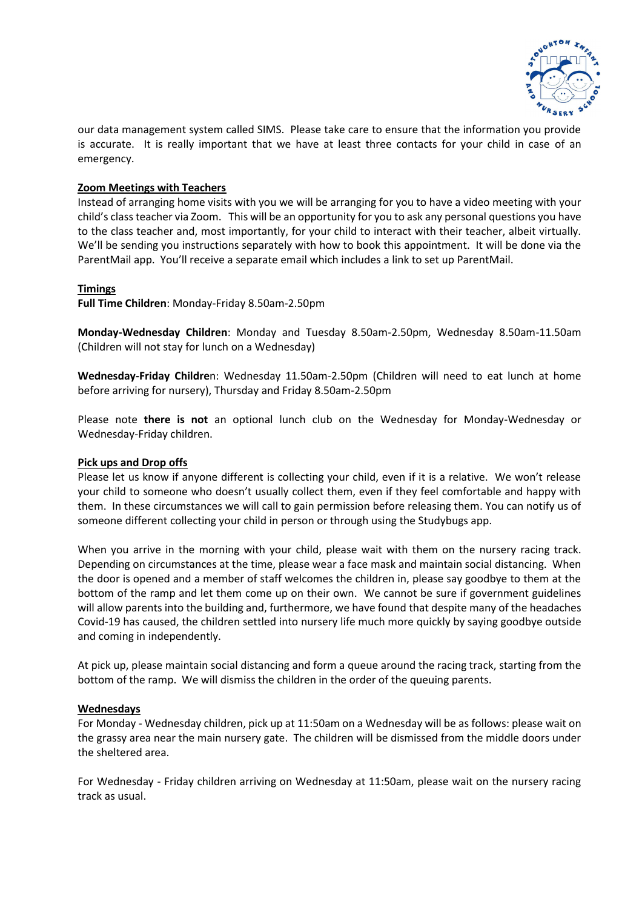our data management system called SIMS. Please take care to ensure that the information you provide is accurate. It is really important that we have at least three contacts for your child in case of an emergency.

**Zoom Meetings with Teachers**

Instead of arranging home visits with you we will be arranging for you to have a video meeting with your child's class teacher via Zoom. This will be an opportunity for you to ask any personal questions you have to the class teacher and, most importantly, for your child to interact with their teacher, albeit virtually. We'll be sending you instructions separately with how to book this appointment. It will be done via the ParentMail app. You'll receive a separate email which includes a link to set up ParentMail.

**Timings**

**Full Time Children**: Monday-Friday 8.50am-2.50pm

**Monday-Wednesday Children**: Monday and Tuesday 8.50am-2.50pm, Wednesday 8.50am-11.50am (Children will not stay for lunch on a Wednesday)

**Wednesday-Friday Childre**n: Wednesday 11.50am-2.50pm (Children will need to eat lunch at home before arriving for nursery), Thursday and Friday 8.50am-2.50pm

Please note **there is not** an optional lunch club on the Wednesday for Monday-Wednesday or Wednesday-Friday children.

**Pick ups and Drop offs**

Please let us know if anyone different is collecting your child, even if it is a relative. We won't release your child to someone who doesn't usually collect them, even if they feel comfortable and happy with them. In these circumstances we will call to gain permission before releasing them. You can notify us of someone different collecting your child in person or through using the Studybugs app.

When you arrive in the morning with your child, please wait with them on the nursery racing track. Depending on circumstances at the time, please wear a face mask and maintain social distancing. When the door is opened and a member of staff welcomes the children in, please say goodbye to them at the bottom of the ramp and let them come up on their own. We cannot be sure if government guidelines will allow parents into the building and, furthermore, we have found that despite many of the headaches Covid-19 has caused, the children settled into nursery life much more quickly by saying goodbye outside and coming in independently.

At pick up, please maintain social distancing and form a queue around the racing track, starting from the bottom of the ramp. We will dismiss the children in the order of the queuing parents.

**Wednesdays**

For Monday - Wednesday children, pick up at 11:50am on a Wednesday will be as follows: please wait on the grassy area near the main nursery gate. The children will be dismissed from the middle doors under the sheltered area.

For Wednesday - Friday children arriving on Wednesday at 11:50am, please wait on the nursery racing track as usual.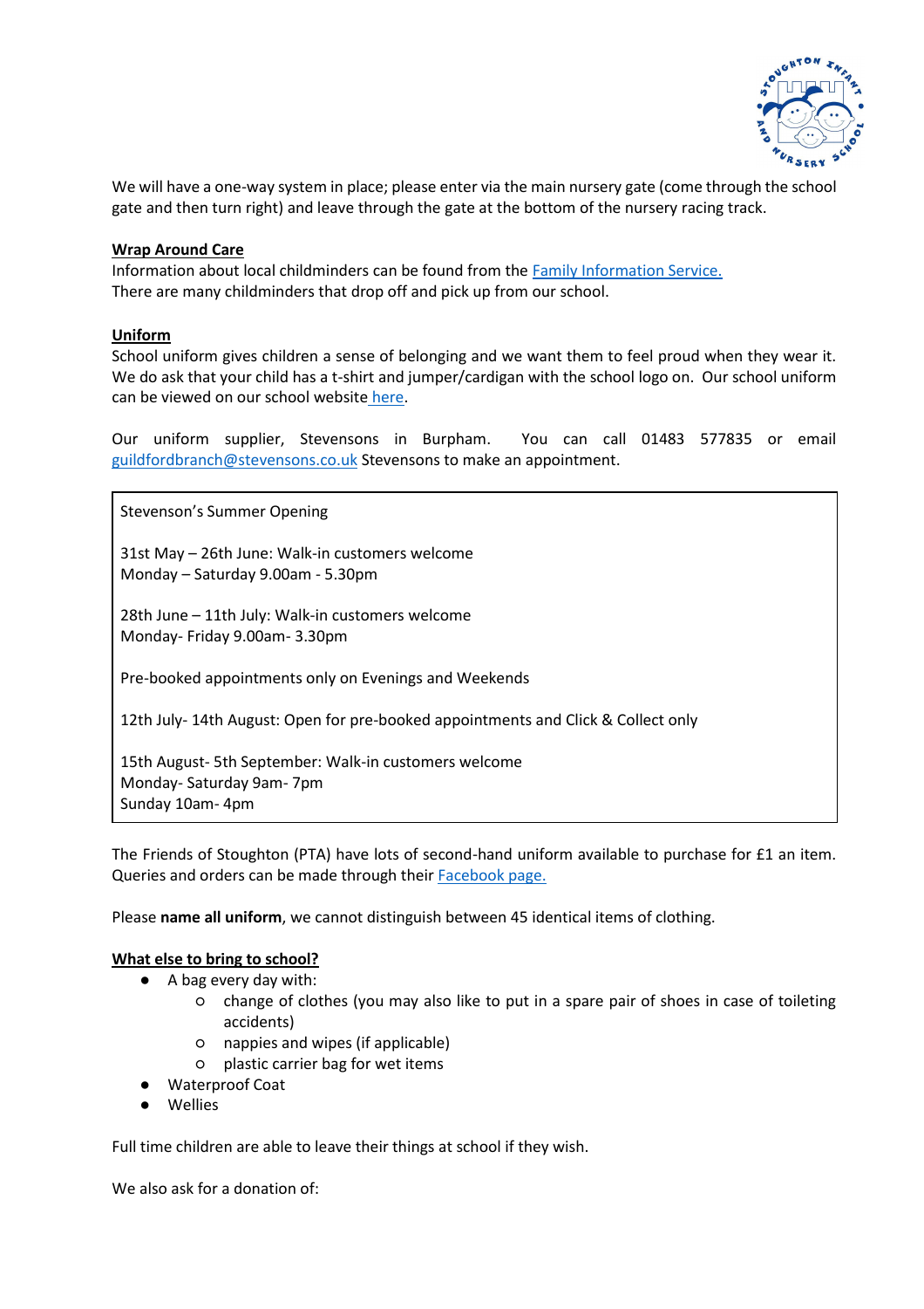We will have a one-way system in place; please enter via the main nursery gate (come through the school gate and then turn right) and leave through the gate at the bottom of the nursery racing track.

**Wrap Around Care**

Information about local childminders can be found from the [Family Information Service.](#)
There are many childminders that drop off and pick up from our school.

**Uniform**

School uniform gives children a sense of belonging and we want them to feel proud when they wear it. We do ask that your child has a t-shirt and jumper/cardigan with the school logo on. Our school uniform can be viewed on our school website [here](#).

Our uniform supplier, Stevensons in Burpham. You can call 01483 577835 or email guildfordbranch@stevensons.co.uk Stevensons to make an appointment.

> Stevenson's Summer Opening
>
> 31st May – 26th June: Walk-in customers welcome
> Monday – Saturday 9.00am - 5.30pm
>
> 28th June – 11th July: Walk-in customers welcome
> Monday- Friday 9.00am- 3.30pm
>
> Pre-booked appointments only on Evenings and Weekends
>
> 12th July- 14th August: Open for pre-booked appointments and Click & Collect only
>
> 15th August- 5th September: Walk-in customers welcome
> Monday- Saturday 9am- 7pm
> Sunday 10am- 4pm

The Friends of Stoughton (PTA) have lots of second-hand uniform available to purchase for £1 an item. Queries and orders can be made through their [Facebook page.](#)

Please **name all uniform**, we cannot distinguish between 45 identical items of clothing.

**What else to bring to school?**

- A bag every day with:
  - change of clothes (you may also like to put in a spare pair of shoes in case of toileting accidents)
  - nappies and wipes (if applicable)
  - plastic carrier bag for wet items
- Waterproof Coat
- Wellies

Full time children are able to leave their things at school if they wish.

We also ask for a donation of: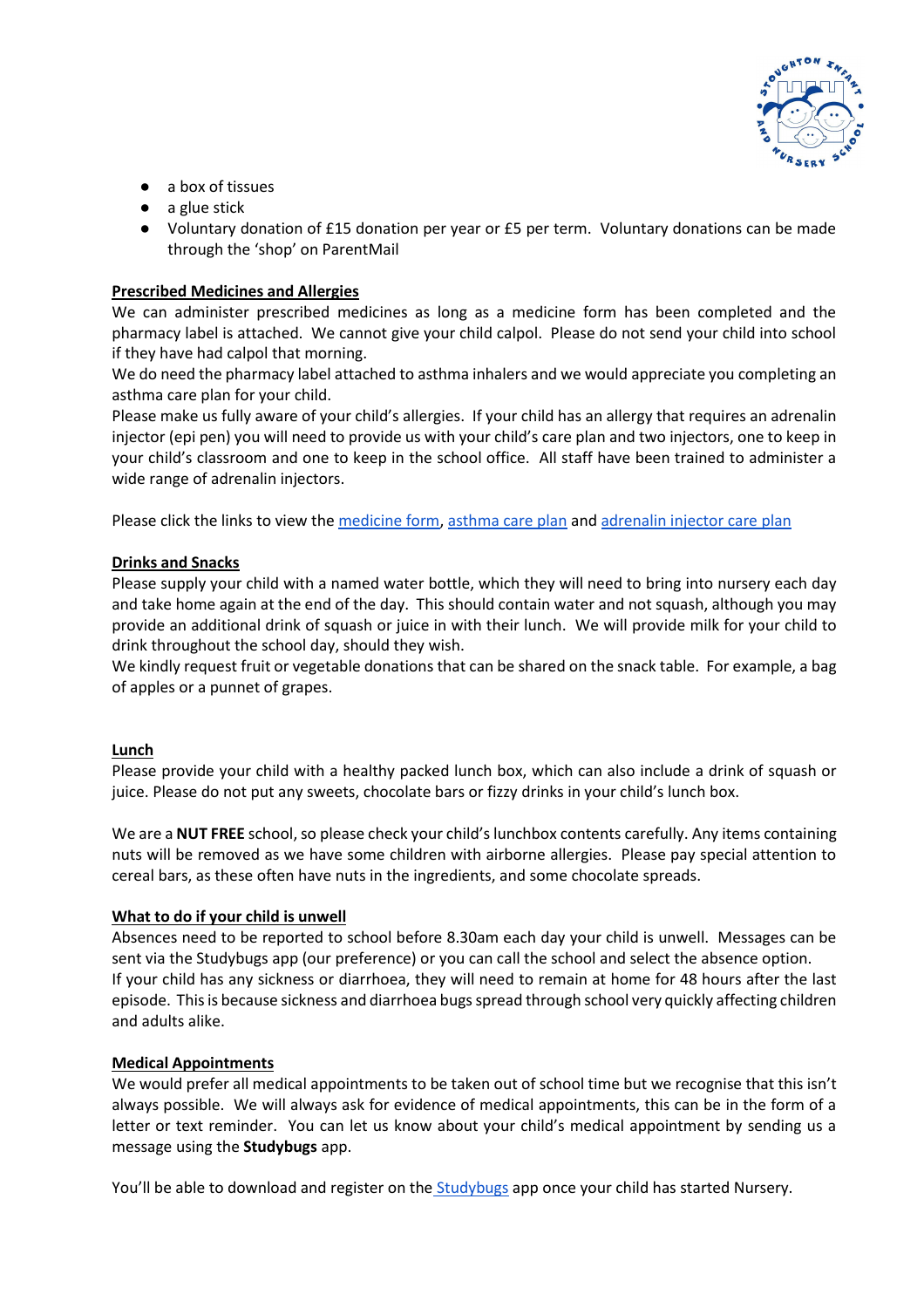- a box of tissues
- a glue stick
- Voluntary donation of £15 donation per year or £5 per term. Voluntary donations can be made through the 'shop' on ParentMail

**Prescribed Medicines and Allergies**

We can administer prescribed medicines as long as a medicine form has been completed and the pharmacy label is attached. We cannot give your child calpol. Please do not send your child into school if they have had calpol that morning.

We do need the pharmacy label attached to asthma inhalers and we would appreciate you completing an asthma care plan for your child.

Please make us fully aware of your child's allergies. If your child has an allergy that requires an adrenalin injector (epi pen) you will need to provide us with your child's care plan and two injectors, one to keep in your child's classroom and one to keep in the school office. All staff have been trained to administer a wide range of adrenalin injectors.

Please click the links to view the medicine form, asthma care plan and adrenalin injector care plan

**Drinks and Snacks**

Please supply your child with a named water bottle, which they will need to bring into nursery each day and take home again at the end of the day. This should contain water and not squash, although you may provide an additional drink of squash or juice in with their lunch. We will provide milk for your child to drink throughout the school day, should they wish.

We kindly request fruit or vegetable donations that can be shared on the snack table. For example, a bag of apples or a punnet of grapes.

**Lunch**

Please provide your child with a healthy packed lunch box, which can also include a drink of squash or juice. Please do not put any sweets, chocolate bars or fizzy drinks in your child's lunch box.

We are a **NUT FREE** school, so please check your child's lunchbox contents carefully. Any items containing nuts will be removed as we have some children with airborne allergies. Please pay special attention to cereal bars, as these often have nuts in the ingredients, and some chocolate spreads.

**What to do if your child is unwell**

Absences need to be reported to school before 8.30am each day your child is unwell. Messages can be sent via the Studybugs app (our preference) or you can call the school and select the absence option.

If your child has any sickness or diarrhoea, they will need to remain at home for 48 hours after the last episode. This is because sickness and diarrhoea bugs spread through school very quickly affecting children and adults alike.

**Medical Appointments**

We would prefer all medical appointments to be taken out of school time but we recognise that this isn't always possible. We will always ask for evidence of medical appointments, this can be in the form of a letter or text reminder. You can let us know about your child's medical appointment by sending us a message using the **Studybugs** app.

You'll be able to download and register on the Studybugs app once your child has started Nursery.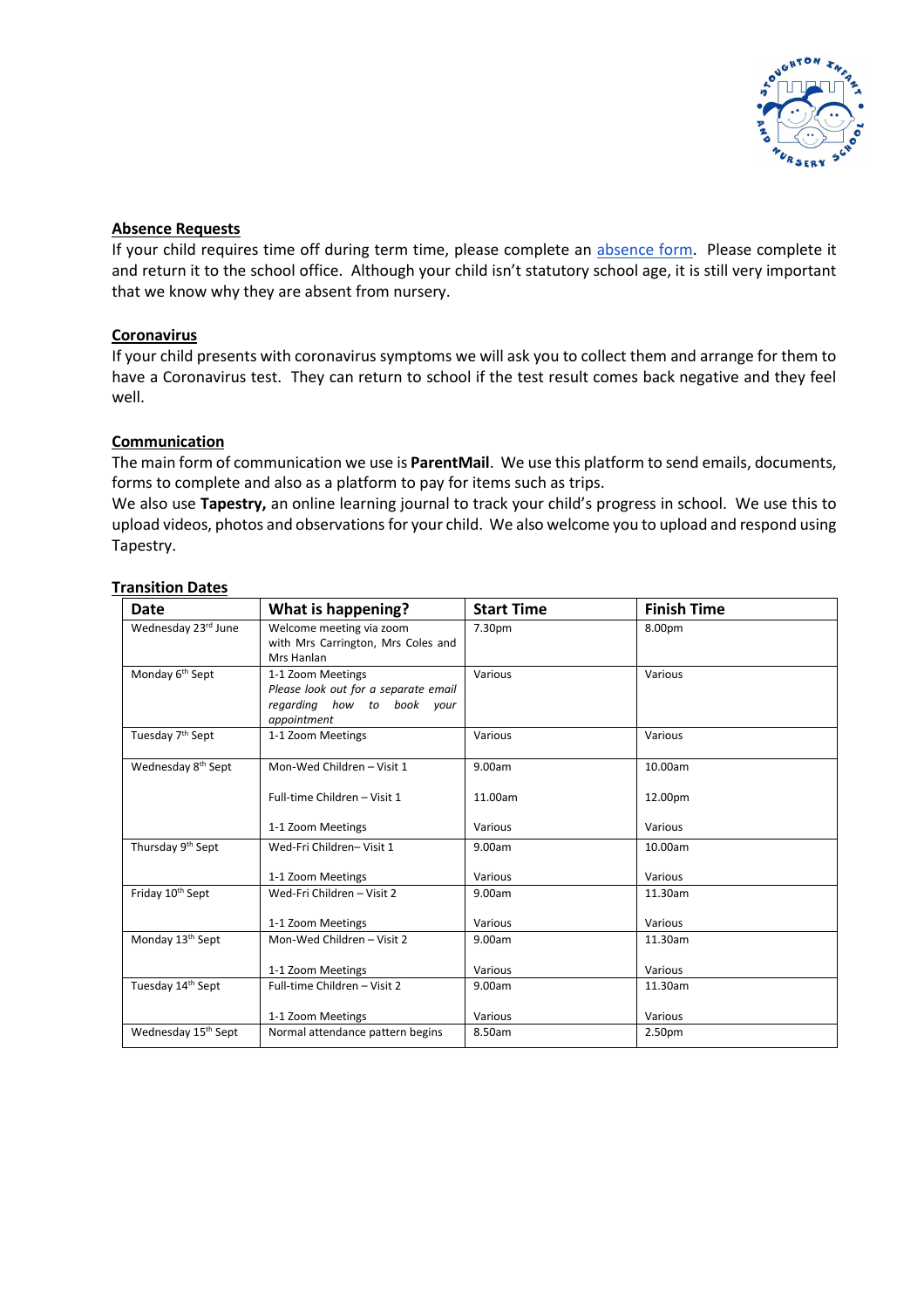## Absence Requests

If your child requires time off during term time, please complete an [absence form](). Please complete it and return it to the school office. Although your child isn't statutory school age, it is still very important that we know why they are absent from nursery.

## Coronavirus

If your child presents with coronavirus symptoms we will ask you to collect them and arrange for them to have a Coronavirus test. They can return to school if the test result comes back negative and they feel well.

## Communication

The main form of communication we use is **ParentMail**. We use this platform to send emails, documents, forms to complete and also as a platform to pay for items such as trips.

We also use **Tapestry,** an online learning journal to track your child's progress in school. We use this to upload videos, photos and observations for your child. We also welcome you to upload and respond using Tapestry.

## Transition Dates

| Date | What is happening? | Start Time | Finish Time |
|---|---|---|---|
| Wednesday 23rd June | Welcome meeting via zoom with Mrs Carrington, Mrs Coles and Mrs Hanlan | 7.30pm | 8.00pm |
| Monday 6th Sept | 1-1 Zoom Meetings<br>*Please look out for a separate email regarding how to book your appointment* | Various | Various |
| Tuesday 7th Sept | 1-1 Zoom Meetings | Various | Various |
| Wednesday 8th Sept | Mon-Wed Children – Visit 1<br><br>Full-time Children – Visit 1<br><br>1-1 Zoom Meetings | 9.00am<br><br>11.00am<br><br>Various | 10.00am<br><br>12.00pm<br><br>Various |
| Thursday 9th Sept | Wed-Fri Children– Visit 1<br><br>1-1 Zoom Meetings | 9.00am<br><br>Various | 10.00am<br><br>Various |
| Friday 10th Sept | Wed-Fri Children – Visit 2<br><br>1-1 Zoom Meetings | 9.00am<br><br>Various | 11.30am<br><br>Various |
| Monday 13th Sept | Mon-Wed Children – Visit 2<br><br>1-1 Zoom Meetings | 9.00am<br><br>Various | 11.30am<br><br>Various |
| Tuesday 14th Sept | Full-time Children – Visit 2<br><br>1-1 Zoom Meetings | 9.00am<br><br>Various | 11.30am<br><br>Various |
| Wednesday 15th Sept | Normal attendance pattern begins | 8.50am | 2.50pm |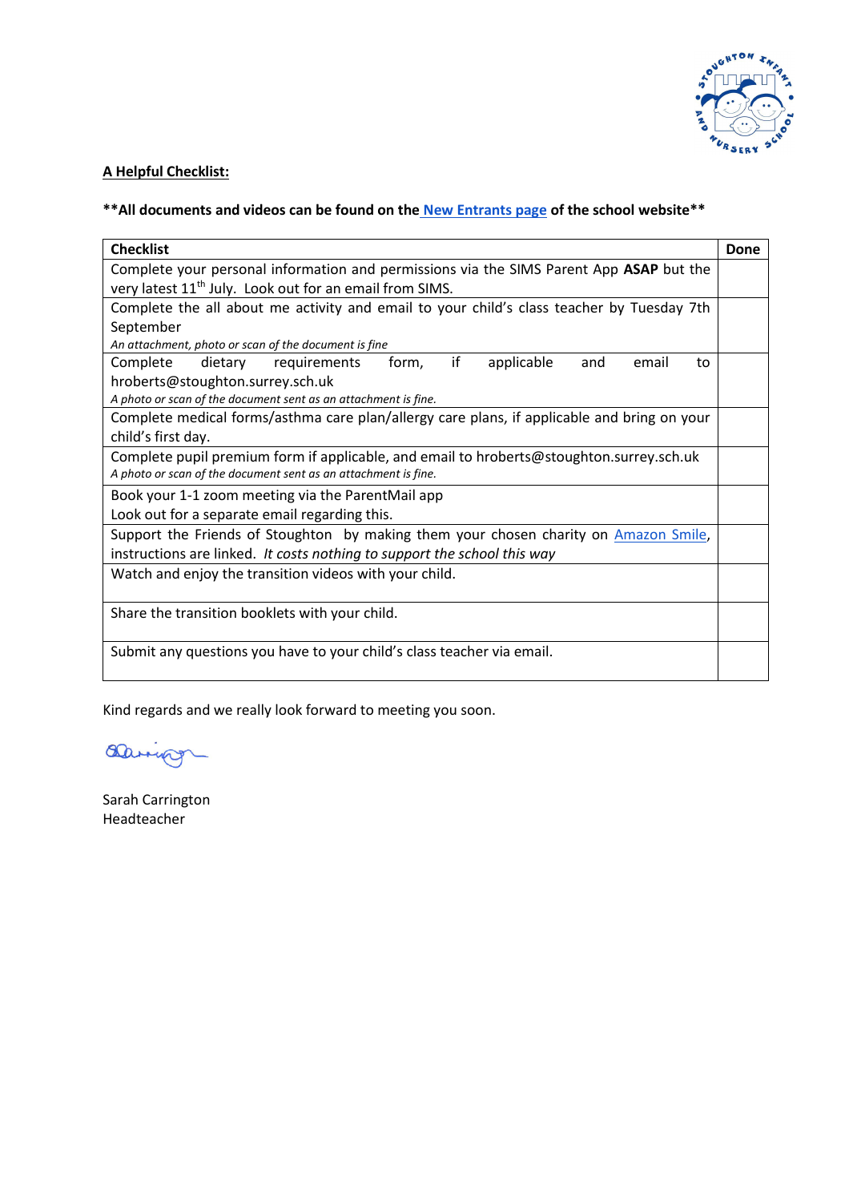**A Helpful Checklist:**

****All documents and videos can be found on the New Entrants page of the school website****

| Checklist | Done |
|---|---|
| Complete your personal information and permissions via the SIMS Parent App **ASAP** but the very latest 11th July. Look out for an email from SIMS. | |
| Complete the all about me activity and email to your child's class teacher by Tuesday 7th September *An attachment, photo or scan of the document is fine* | |
| Complete dietary requirements form, if applicable and email to hroberts@stoughton.surrey.sch.uk *A photo or scan of the document sent as an attachment is fine.* | |
| Complete medical forms/asthma care plan/allergy care plans, if applicable and bring on your child's first day. | |
| Complete pupil premium form if applicable, and email to hroberts@stoughton.surrey.sch.uk *A photo or scan of the document sent as an attachment is fine.* | |
| Book your 1-1 zoom meeting via the ParentMail app Look out for a separate email regarding this. | |
| Support the Friends of Stoughton by making them your chosen charity on Amazon Smile, instructions are linked. *It costs nothing to support the school this way* | |
| Watch and enjoy the transition videos with your child. | |
| Share the transition booklets with your child. | |
| Submit any questions you have to your child's class teacher via email. | |

Kind regards and we really look forward to meeting you soon.

Sarah Carrington
Headteacher